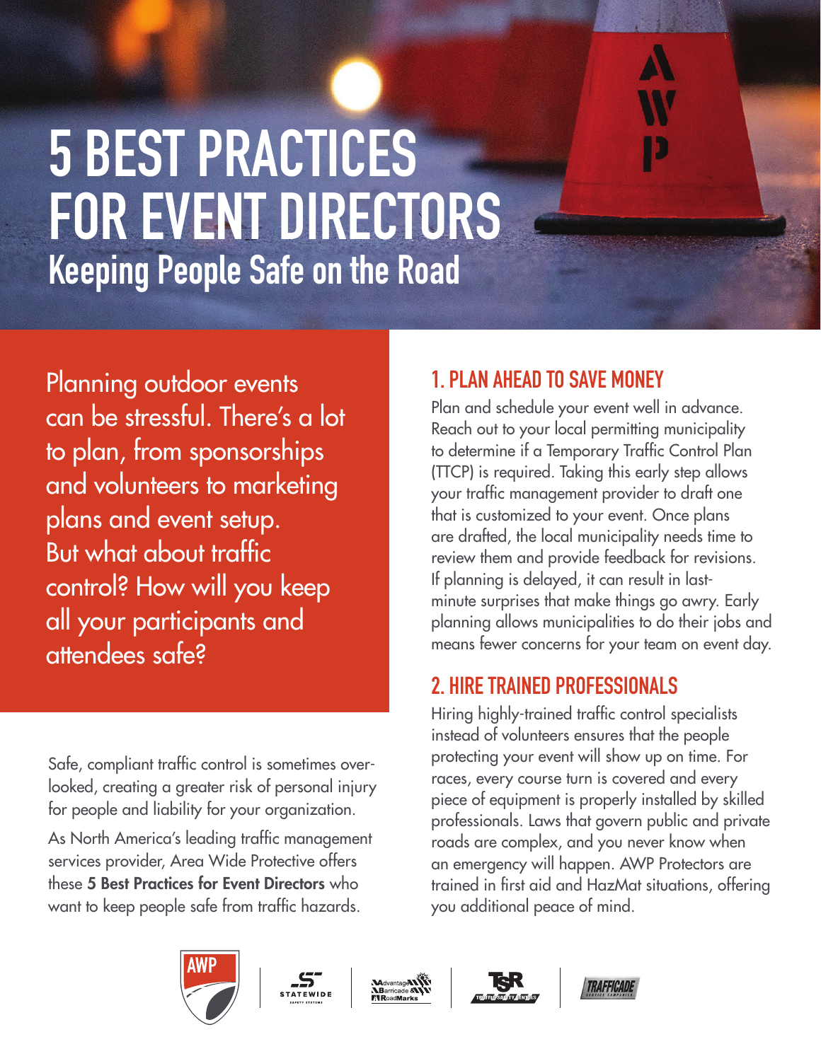# 5 BEST PRACTICES FOR EVENT DIRECTORS

## Keeping People Safe on the Road

Planning outdoor events can be stressful. There's a lot to plan, from sponsorships and volunteers to marketing plans and event setup. But what about traffic control? How will you keep all your participants and attendees safe?

Safe, compliant traffic control is sometimes overlooked, creating a greater risk of personal injury for people and liability for your organization.

As North America's leading traffic management services provider, Area Wide Protective offers these **5 Best Practices for Event Directors** who want to keep people safe from traffic hazards.

### 1. PLAN AHEAD TO SAVE MONEY

Plan and schedule your event well in advance. Reach out to your local permitting municipality to determine if a Temporary Traffic Control Plan (TTCP) is required. Taking this early step allows your traffic management provider to draft one that is customized to your event. Once plans are drafted, the local municipality needs time to review them and provide feedback for revisions. If planning is delayed, it can result in last-minute surprises that make things go awry. Early planning allows municipalities to do their jobs and means fewer concerns for your team on event day.

### 2. HIRE TRAINED PROFESSIONALS

Hiring highly-trained traffic control specialists instead of volunteers ensures that the people protecting your event will show up on time. For races, every course turn is covered and every piece of equipment is properly installed by skilled professionals. Laws that govern public and private roads are complex, and you never know when an emergency will happen. AWP Protectors are trained in first aid and HazMat situations, offering you additional peace of mind.

AWP | STATEWIDE SAFETY SYSTEMS | Advantage Barricade & RoadMarks | TSR TRAFFIC SAFETY RENTALS | TRAFFICADE SERVICE COMPANIES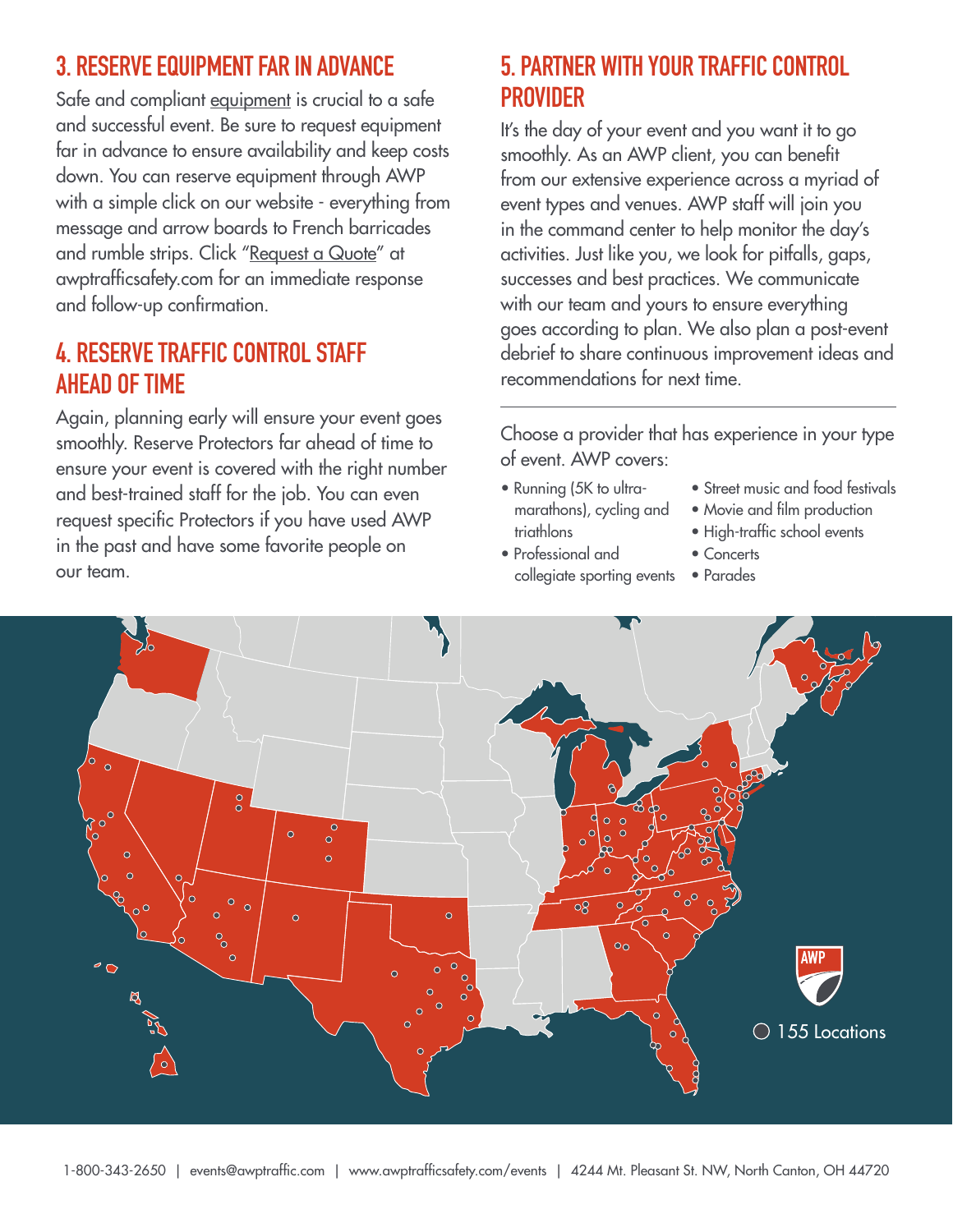## 3. RESERVE EQUIPMENT FAR IN ADVANCE

Safe and compliant equipment is crucial to a safe and successful event. Be sure to request equipment far in advance to ensure availability and keep costs down. You can reserve equipment through AWP with a simple click on our website - everything from message and arrow boards to French barricades and rumble strips. Click "Request a Quote" at awptrafficsafety.com for an immediate response and follow-up confirmation.

## 4. RESERVE TRAFFIC CONTROL STAFF AHEAD OF TIME

Again, planning early will ensure your event goes smoothly. Reserve Protectors far ahead of time to ensure your event is covered with the right number and best-trained staff for the job. You can even request specific Protectors if you have used AWP in the past and have some favorite people on our team.

## 5. PARTNER WITH YOUR TRAFFIC CONTROL PROVIDER

It's the day of your event and you want it to go smoothly. As an AWP client, you can benefit from our extensive experience across a myriad of event types and venues. AWP staff will join you in the command center to help monitor the day's activities. Just like you, we look for pitfalls, gaps, successes and best practices. We communicate with our team and yours to ensure everything goes according to plan. We also plan a post-event debrief to share continuous improvement ideas and recommendations for next time.

---

Choose a provider that has experience in your type of event. AWP covers:

- Running (5K to ultra-marathons), cycling and triathlons
- Professional and collegiate sporting events
- Street music and food festivals
- Movie and film production
- High-traffic school events
- Concerts
- Parades

AWP

155 Locations

1-800-343-2650 | events@awptraffic.com | www.awptrafficsafety.com/events | 4244 Mt. Pleasant St. NW, North Canton, OH 44720